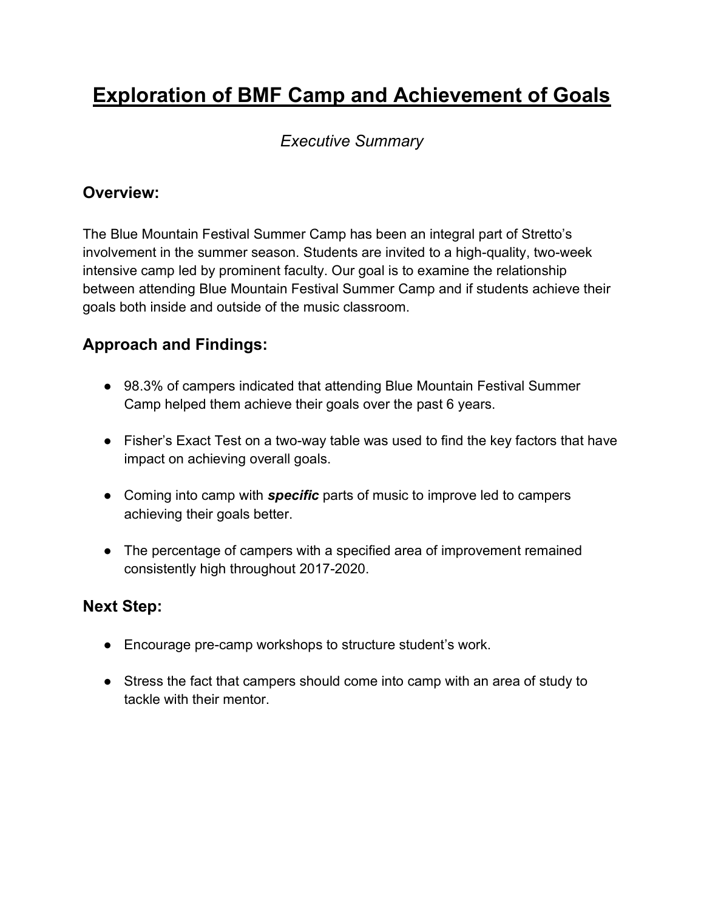# Exploration of BMF Camp and Achievement of Goals

*Executive Summary*

## Overview:

The Blue Mountain Festival Summer Camp has been an integral part of Stretto's involvement in the summer season. Students are invited to a high-quality, two-week intensive camp led by prominent faculty. Our goal is to examine the relationship between attending Blue Mountain Festival Summer Camp and if students achieve their goals both inside and outside of the music classroom.

## Approach and Findings:

- 98.3% of campers indicated that attending Blue Mountain Festival Summer Camp helped them achieve their goals over the past 6 years.
- Fisher's Exact Test on a two-way table was used to find the key factors that have impact on achieving overall goals.
- Coming into camp with ***specific*** parts of music to improve led to campers achieving their goals better.
- The percentage of campers with a specified area of improvement remained consistently high throughout 2017-2020.

## Next Step:

- Encourage pre-camp workshops to structure student's work.
- Stress the fact that campers should come into camp with an area of study to tackle with their mentor.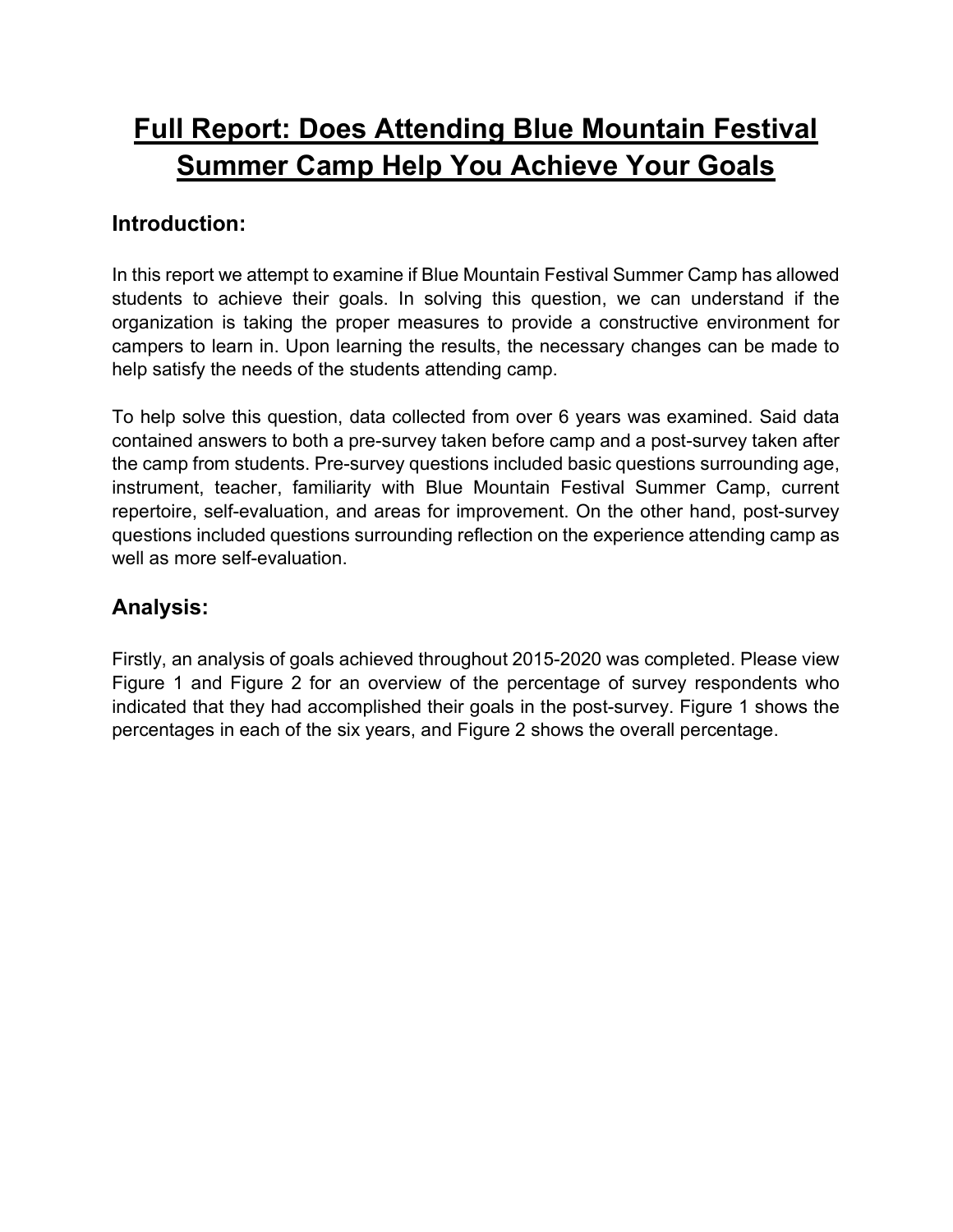# Full Report: Does Attending Blue Mountain Festival Summer Camp Help You Achieve Your Goals

## Introduction:

In this report we attempt to examine if Blue Mountain Festival Summer Camp has allowed students to achieve their goals. In solving this question, we can understand if the organization is taking the proper measures to provide a constructive environment for campers to learn in. Upon learning the results, the necessary changes can be made to help satisfy the needs of the students attending camp.

To help solve this question, data collected from over 6 years was examined. Said data contained answers to both a pre-survey taken before camp and a post-survey taken after the camp from students. Pre-survey questions included basic questions surrounding age, instrument, teacher, familiarity with Blue Mountain Festival Summer Camp, current repertoire, self-evaluation, and areas for improvement. On the other hand, post-survey questions included questions surrounding reflection on the experience attending camp as well as more self-evaluation.

## Analysis:

Firstly, an analysis of goals achieved throughout 2015-2020 was completed. Please view Figure 1 and Figure 2 for an overview of the percentage of survey respondents who indicated that they had accomplished their goals in the post-survey. Figure 1 shows the percentages in each of the six years, and Figure 2 shows the overall percentage.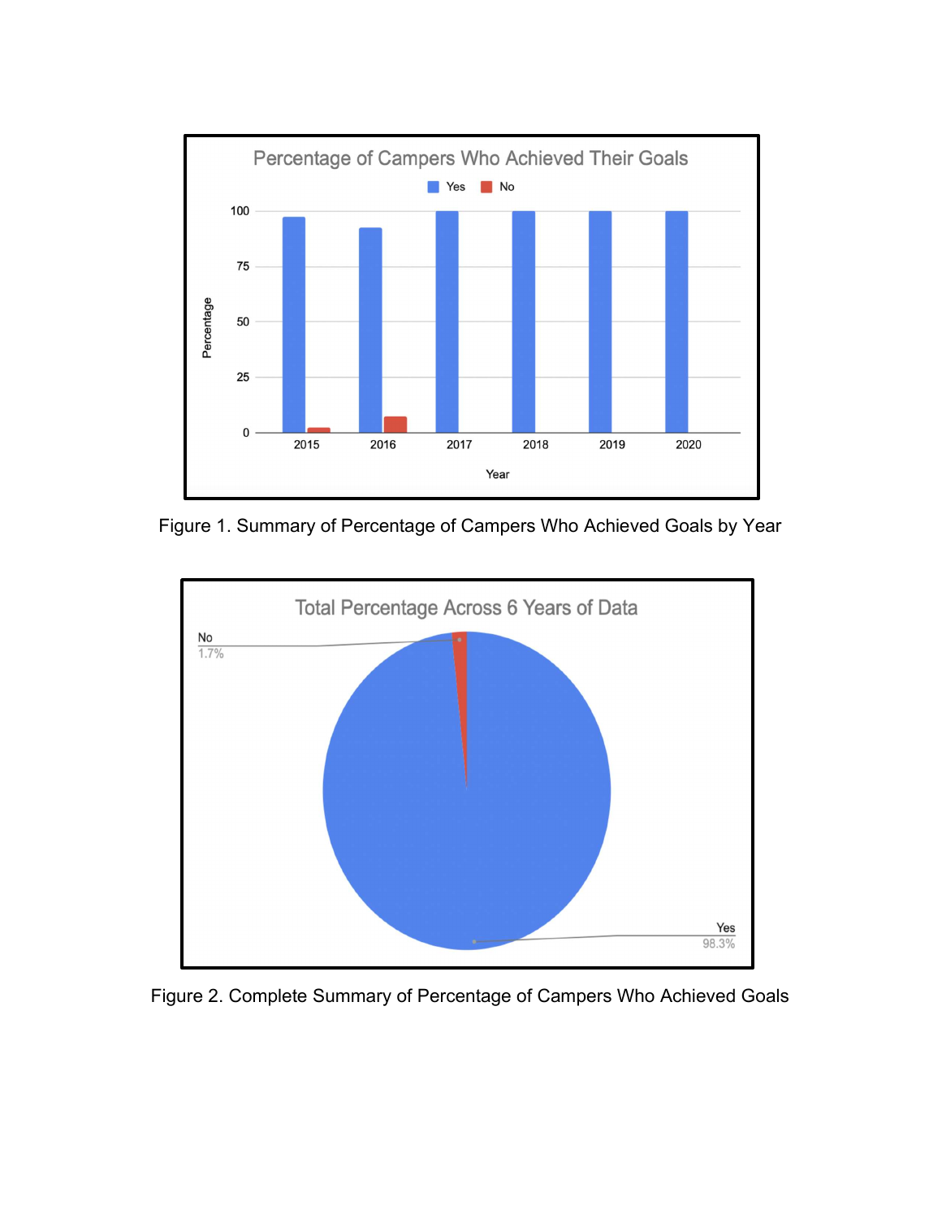Figure 1. Summary of Percentage of Campers Who Achieved Goals by Year

Figure 2. Complete Summary of Percentage of Campers Who Achieved Goals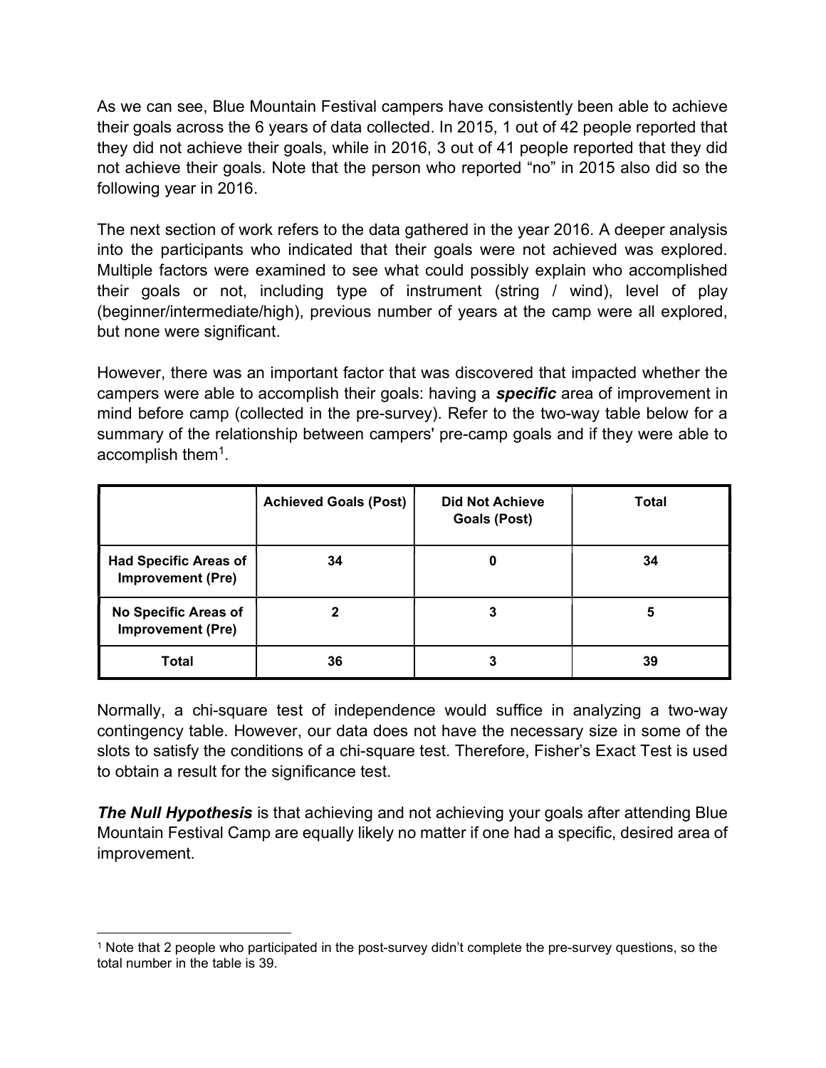As we can see, Blue Mountain Festival campers have consistently been able to achieve their goals across the 6 years of data collected. In 2015, 1 out of 42 people reported that they did not achieve their goals, while in 2016, 3 out of 41 people reported that they did not achieve their goals. Note that the person who reported "no" in 2015 also did so the following year in 2016.

The next section of work refers to the data gathered in the year 2016. A deeper analysis into the participants who indicated that their goals were not achieved was explored. Multiple factors were examined to see what could possibly explain who accomplished their goals or not, including type of instrument (string / wind), level of play (beginner/intermediate/high), previous number of years at the camp were all explored, but none were significant.

However, there was an important factor that was discovered that impacted whether the campers were able to accomplish their goals: having a ***specific*** area of improvement in mind before camp (collected in the pre-survey). Refer to the two-way table below for a summary of the relationship between campers' pre-camp goals and if they were able to accomplish them[1].

| | **Achieved Goals (Post)** | **Did Not Achieve Goals (Post)** | **Total** |
|---|---|---|---|
| **Had Specific Areas of Improvement (Pre)** | **34** | **0** | **34** |
| **No Specific Areas of Improvement (Pre)** | **2** | **3** | **5** |
| **Total** | **36** | **3** | **39** |

Normally, a chi-square test of independence would suffice in analyzing a two-way contingency table. However, our data does not have the necessary size in some of the slots to satisfy the conditions of a chi-square test. Therefore, Fisher's Exact Test is used to obtain a result for the significance test.

***The Null Hypothesis*** is that achieving and not achieving your goals after attending Blue Mountain Festival Camp are equally likely no matter if one had a specific, desired area of improvement.

---

[1] Note that 2 people who participated in the post-survey didn't complete the pre-survey questions, so the total number in the table is 39.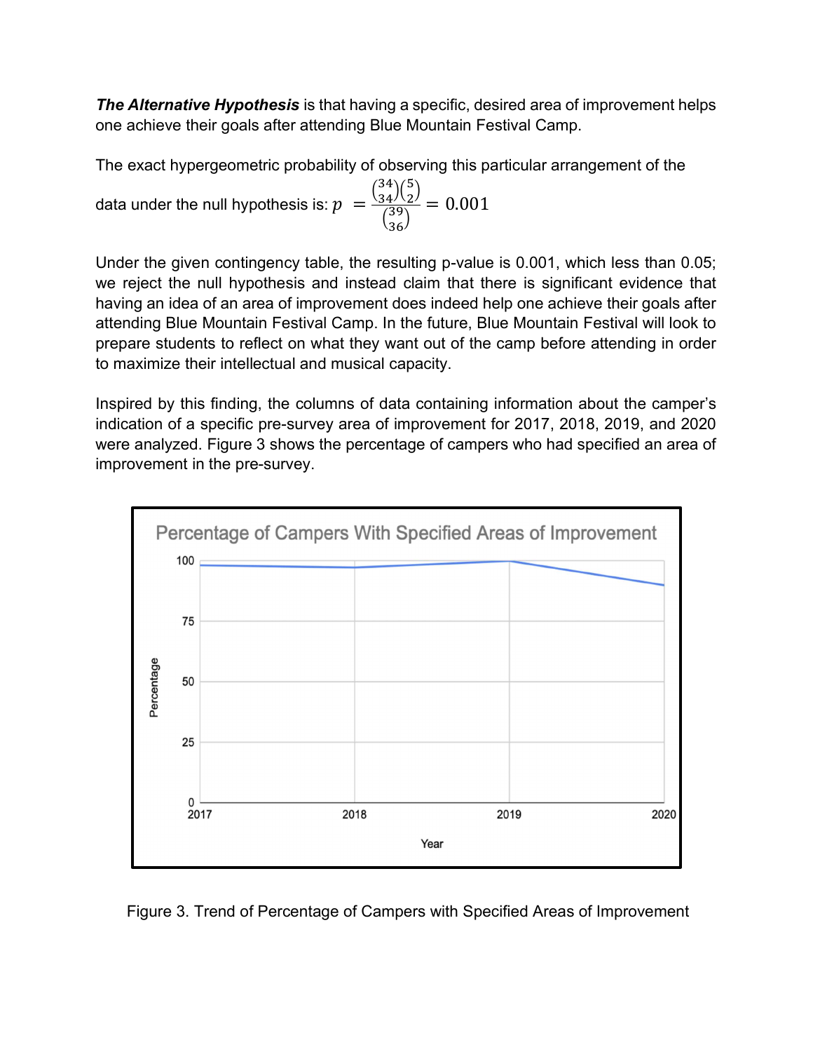***The Alternative Hypothesis*** is that having a specific, desired area of improvement helps one achieve their goals after attending Blue Mountain Festival Camp.

The exact hypergeometric probability of observing this particular arrangement of the data under the null hypothesis is: $p = \frac{\binom{34}{34}\binom{5}{2}}{\binom{39}{36}} = 0.001$

Under the given contingency table, the resulting p-value is 0.001, which less than 0.05; we reject the null hypothesis and instead claim that there is significant evidence that having an idea of an area of improvement does indeed help one achieve their goals after attending Blue Mountain Festival Camp. In the future, Blue Mountain Festival will look to prepare students to reflect on what they want out of the camp before attending in order to maximize their intellectual and musical capacity.

Inspired by this finding, the columns of data containing information about the camper's indication of a specific pre-survey area of improvement for 2017, 2018, 2019, and 2020 were analyzed. Figure 3 shows the percentage of campers who had specified an area of improvement in the pre-survey.

Figure 3. Trend of Percentage of Campers with Specified Areas of Improvement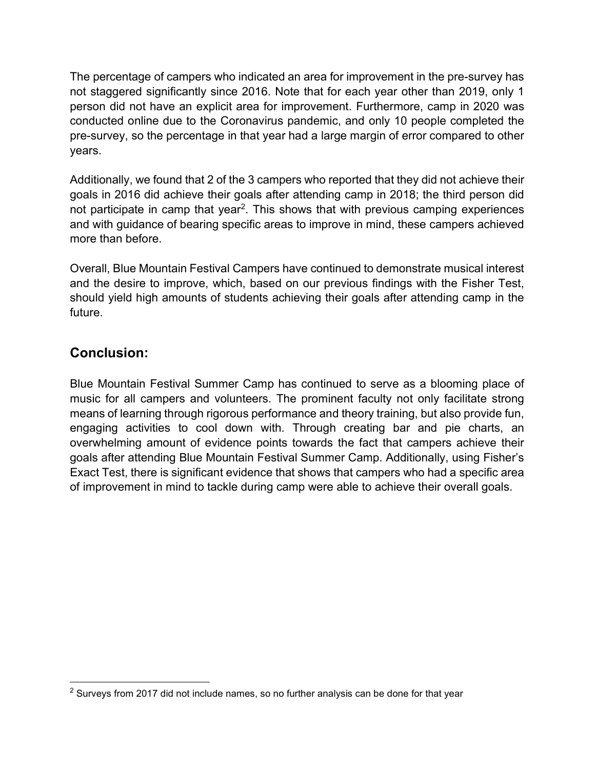The percentage of campers who indicated an area for improvement in the pre-survey has not staggered significantly since 2016. Note that for each year other than 2019, only 1 person did not have an explicit area for improvement. Furthermore, camp in 2020 was conducted online due to the Coronavirus pandemic, and only 10 people completed the pre-survey, so the percentage in that year had a large margin of error compared to other years.

Additionally, we found that 2 of the 3 campers who reported that they did not achieve their goals in 2016 did achieve their goals after attending camp in 2018; the third person did not participate in camp that year[2]. This shows that with previous camping experiences and with guidance of bearing specific areas to improve in mind, these campers achieved more than before.

Overall, Blue Mountain Festival Campers have continued to demonstrate musical interest and the desire to improve, which, based on our previous findings with the Fisher Test, should yield high amounts of students achieving their goals after attending camp in the future.

## Conclusion:

Blue Mountain Festival Summer Camp has continued to serve as a blooming place of music for all campers and volunteers. The prominent faculty not only facilitate strong means of learning through rigorous performance and theory training, but also provide fun, engaging activities to cool down with. Through creating bar and pie charts, an overwhelming amount of evidence points towards the fact that campers achieve their goals after attending Blue Mountain Festival Summer Camp. Additionally, using Fisher's Exact Test, there is significant evidence that shows that campers who had a specific area of improvement in mind to tackle during camp were able to achieve their overall goals.

[2] Surveys from 2017 did not include names, so no further analysis can be done for that year